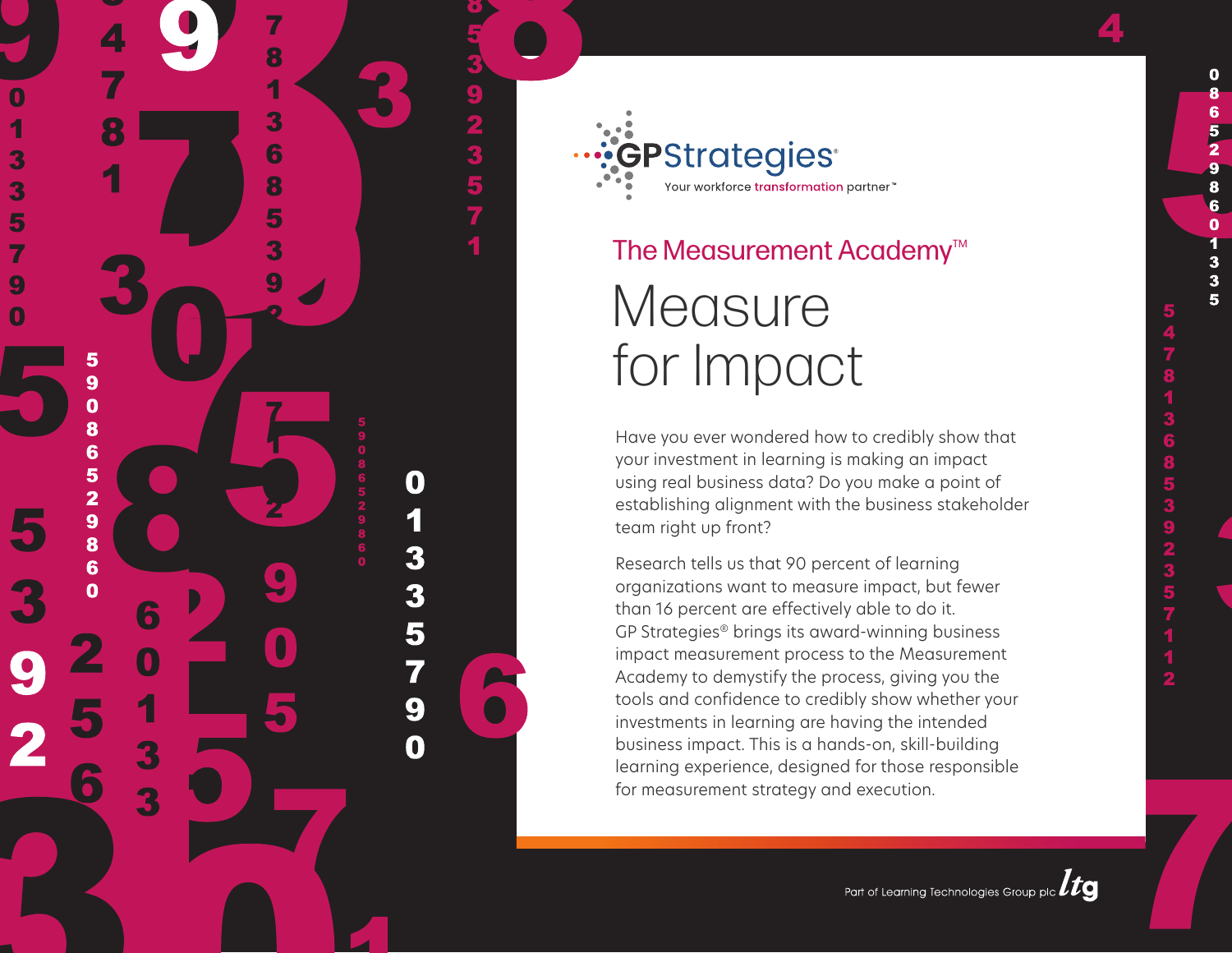GPStrategies®

Your workforce transformation partner™

## The Measurement Academy™

# Measure for Impact

Have you ever wondered how to credibly show that your investment in learning is making an impact using real business data? Do you make a point of establishing alignment with the business stakeholder team right up front?

Research tells us that 90 percent of learning organizations want to measure impact, but fewer than 16 percent are effectively able to do it. GP Strategies® brings its award-winning business impact measurement process to the Measurement Academy to demystify the process, giving you the tools and confidence to credibly show whether your investments in learning are having the intended business impact. This is a hands-on, skill-building learning experience, designed for those responsible for measurement strategy and execution.

Part of Learning Technologies Group plc ltg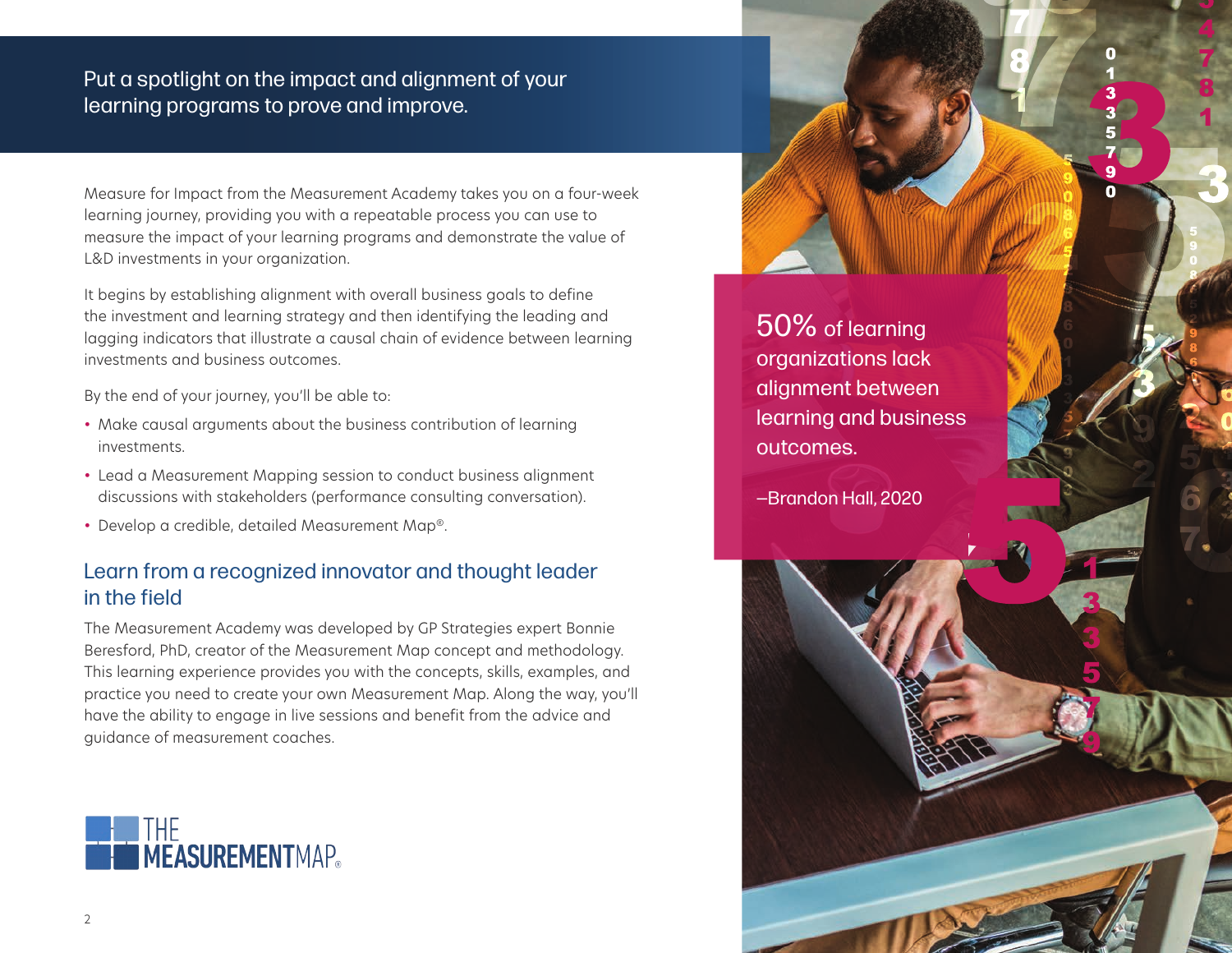## Put a spotlight on the impact and alignment of your learning programs to prove and improve.

Measure for Impact from the Measurement Academy takes you on a four-week learning journey, providing you with a repeatable process you can use to measure the impact of your learning programs and demonstrate the value of L&D investments in your organization.

It begins by establishing alignment with overall business goals to define the investment and learning strategy and then identifying the leading and lagging indicators that illustrate a causal chain of evidence between learning investments and business outcomes.

By the end of your journey, you'll be able to:

- Make causal arguments about the business contribution of learning investments.
- Lead a Measurement Mapping session to conduct business alignment discussions with stakeholders (performance consulting conversation).
- Develop a credible, detailed Measurement Map®.

## Learn from a recognized innovator and thought leader in the field

The Measurement Academy was developed by GP Strategies expert Bonnie Beresford, PhD, creator of the Measurement Map concept and methodology. This learning experience provides you with the concepts, skills, examples, and practice you need to create your own Measurement Map. Along the way, you'll have the ability to engage in live sessions and benefit from the advice and guidance of measurement coaches.

THE MEASUREMENTMAP®

> 50% of learning organizations lack alignment between learning and business outcomes.
>
> –Brandon Hall, 2020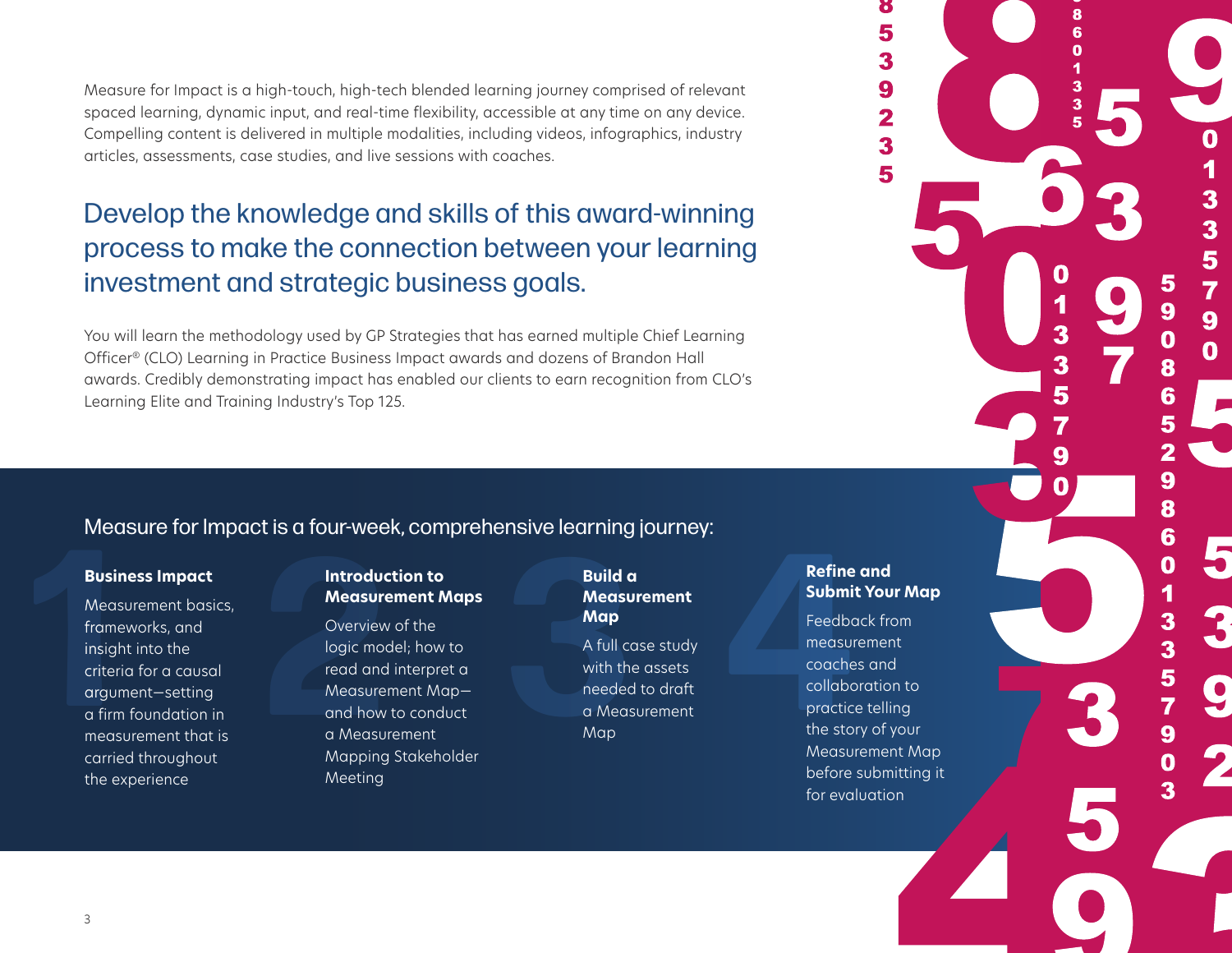Measure for Impact is a high-touch, high-tech blended learning journey comprised of relevant spaced learning, dynamic input, and real-time flexibility, accessible at any time on any device. Compelling content is delivered in multiple modalities, including videos, infographics, industry articles, assessments, case studies, and live sessions with coaches.

## Develop the knowledge and skills of this award-winning process to make the connection between your learning investment and strategic business goals.

You will learn the methodology used by GP Strategies that has earned multiple Chief Learning Officer® (CLO) Learning in Practice Business Impact awards and dozens of Brandon Hall awards. Credibly demonstrating impact has enabled our clients to earn recognition from CLO's Learning Elite and Training Industry's Top 125.

### Measure for Impact is a four-week, comprehensive learning journey:

**1. Business Impact**

Measurement basics, frameworks, and insight into the criteria for a causal argument—setting a firm foundation in measurement that is carried throughout the experience

**2. Introduction to Measurement Maps**

Overview of the logic model; how to read and interpret a Measurement Map—and how to conduct a Measurement Mapping Stakeholder Meeting

**3. Build a Measurement Map**

A full case study with the assets needed to draft a Measurement Map

**4. Refine and Submit Your Map**

Feedback from measurement coaches and collaboration to practice telling the story of your Measurement Map before submitting it for evaluation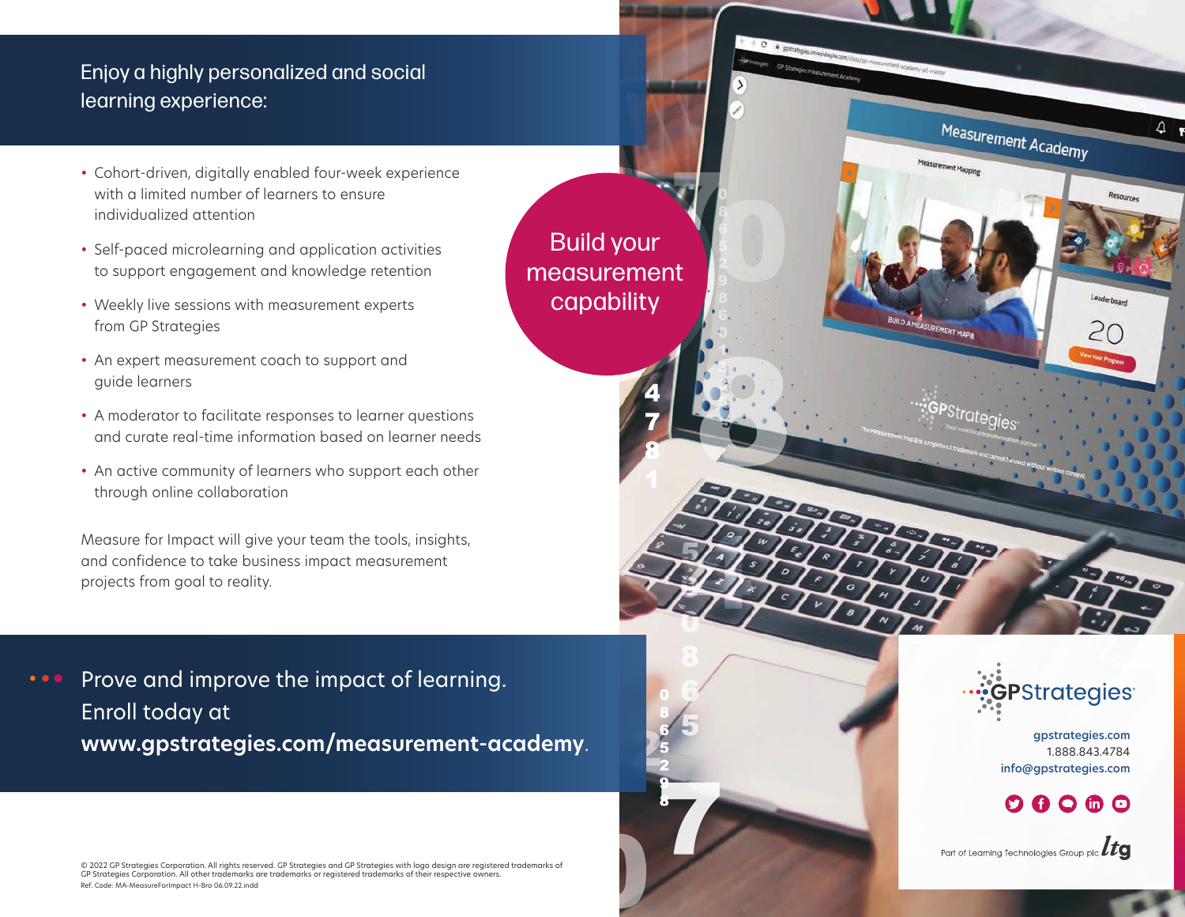## Enjoy a highly personalized and social learning experience:

- Cohort-driven, digitally enabled four-week experience with a limited number of learners to ensure individualized attention
- Self-paced microlearning and application activities to support engagement and knowledge retention
- Weekly live sessions with measurement experts from GP Strategies
- An expert measurement coach to support and guide learners
- A moderator to facilitate responses to learner questions and curate real-time information based on learner needs
- An active community of learners who support each other through online collaboration

Measure for Impact will give your team the tools, insights, and confidence to take business impact measurement projects from goal to reality.

**Build your measurement capability**

Prove and improve the impact of learning. Enroll today at **www.gpstrategies.com/measurement-academy**.

GPStrategies

gpstrategies.com
1.888.843.4784
info@gpstrategies.com

Part of Learning Technologies Group plc ltg

© 2022 GP Strategies Corporation. All rights reserved. GP Strategies and GP Strategies with logo design are registered trademarks of GP Strategies Corporation. All other trademarks are trademarks or registered trademarks of their respective owners.
Ref. Code: MA-MeasureForImpact H-Bro 06.09.22.indd